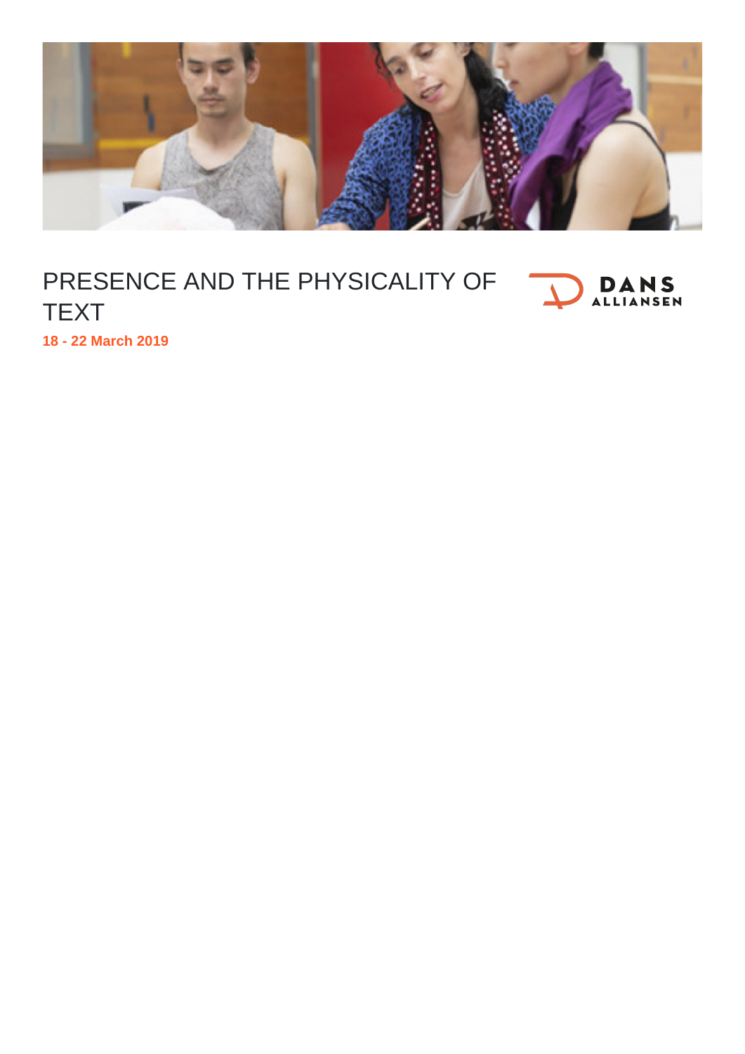# PRESENCE AND THE PHYSICALITY OF TEXT

DANS ALLIANSEN

**18 - 22 March 2019**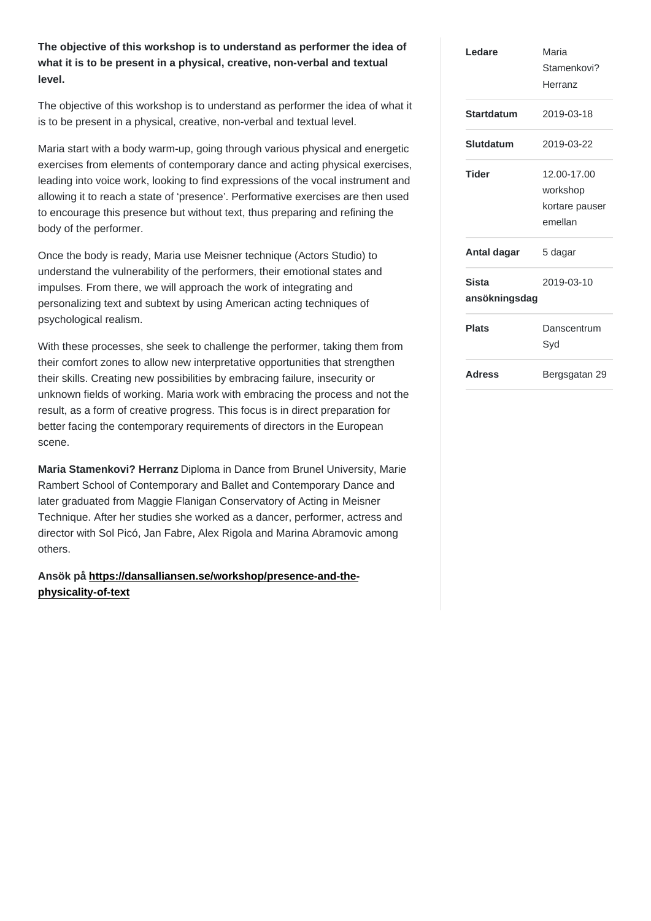**The objective of this workshop is to understand as performer the idea of what it is to be present in a physical, creative, non-verbal and textual level.**

The objective of this workshop is to understand as performer the idea of what it is to be present in a physical, creative, non-verbal and textual level.

Maria start with a body warm-up, going through various physical and energetic exercises from elements of contemporary dance and acting physical exercises, leading into voice work, looking to find expressions of the vocal instrument and allowing it to reach a state of 'presence'. Performative exercises are then used to encourage this presence but without text, thus preparing and refining the body of the performer.

Once the body is ready, Maria use Meisner technique (Actors Studio) to understand the vulnerability of the performers, their emotional states and impulses. From there, we will approach the work of integrating and personalizing text and subtext by using American acting techniques of psychological realism.

With these processes, she seek to challenge the performer, taking them from their comfort zones to allow new interpretative opportunities that strengthen their skills. Creating new possibilities by embracing failure, insecurity or unknown fields of working. Maria work with embracing the process and not the result, as a form of creative progress. This focus is in direct preparation for better facing the contemporary requirements of directors in the European scene.

**Maria Stamenkovi? Herranz** Diploma in Dance from Brunel University, Marie Rambert School of Contemporary and Ballet and Contemporary Dance and later graduated from Maggie Flanigan Conservatory of Acting in Meisner Technique. After her studies she worked as a dancer, performer, actress and director with Sol Picó, Jan Fabre, Alex Rigola and Marina Abramovic among others.

**Ansök på [https://dansalliansen.se/workshop/presence-and-the-physicality-of-text](https://dansalliansen.se/workshop/presence-and-the-physicality-of-text)**

| | |
|---|---|
| **Ledare** | Maria Stamenkovi? Herranz |
| **Startdatum** | 2019-03-18 |
| **Slutdatum** | 2019-03-22 |
| **Tider** | 12.00-17.00 workshop kortare pauser emellan |
| **Antal dagar** | 5 dagar |
| **Sista ansökningsdag** | 2019-03-10 |
| **Plats** | Danscentrum Syd |
| **Adress** | Bergsgatan 29 |